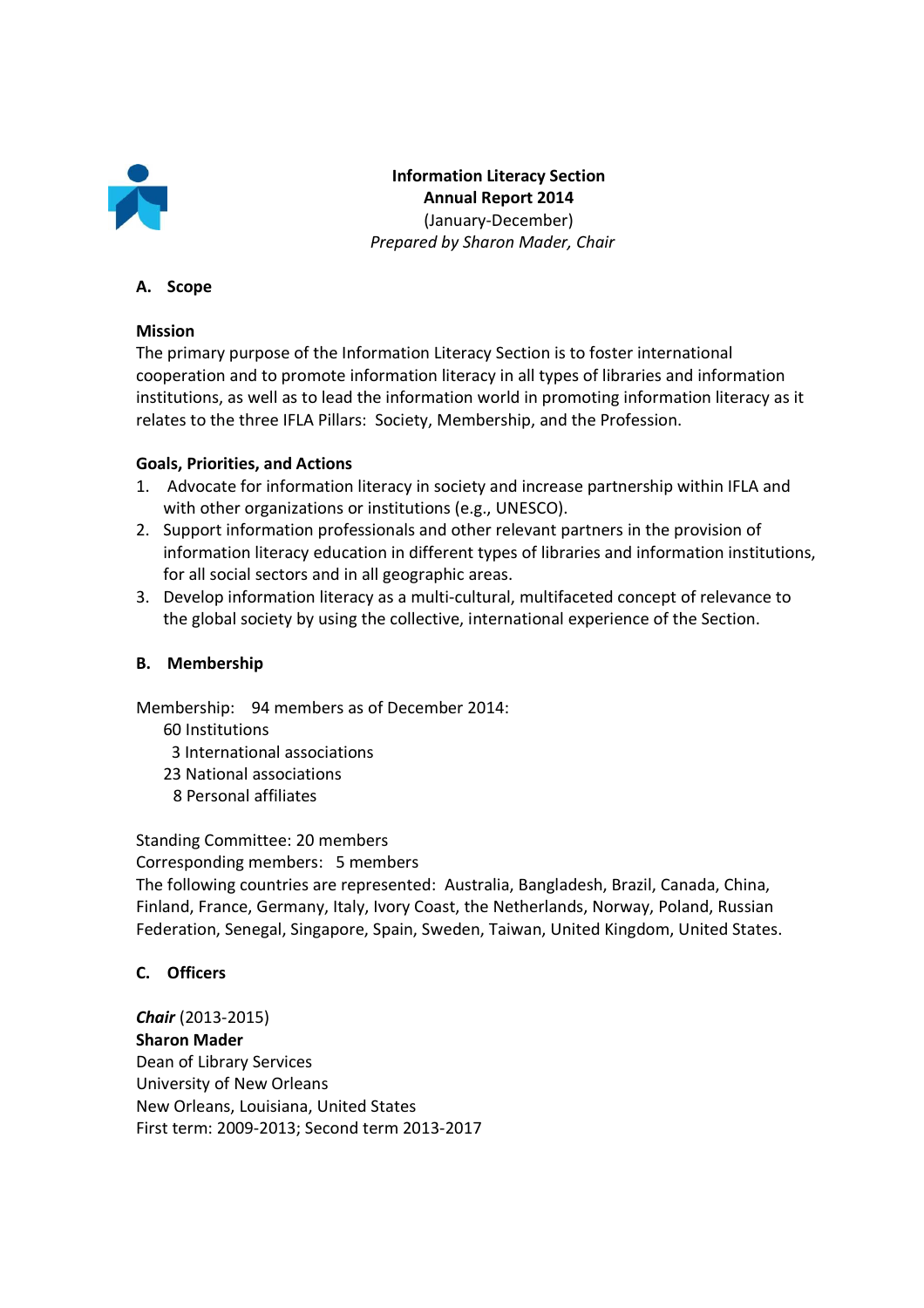**Information Literacy Section**
**Annual Report 2014**
(January-December)
*Prepared by Sharon Mader, Chair*

## A. Scope

### Mission

The primary purpose of the Information Literacy Section is to foster international cooperation and to promote information literacy in all types of libraries and information institutions, as well as to lead the information world in promoting information literacy as it relates to the three IFLA Pillars: Society, Membership, and the Profession.

### Goals, Priorities, and Actions

1. Advocate for information literacy in society and increase partnership within IFLA and with other organizations or institutions (e.g., UNESCO).
2. Support information professionals and other relevant partners in the provision of information literacy education in different types of libraries and information institutions, for all social sectors and in all geographic areas.
3. Develop information literacy as a multi-cultural, multifaceted concept of relevance to the global society by using the collective, international experience of the Section.

## B. Membership

Membership: 94 members as of December 2014:

- 60 Institutions
- 3 International associations
- 23 National associations
- 8 Personal affiliates

Standing Committee: 20 members
Corresponding members: 5 members
The following countries are represented: Australia, Bangladesh, Brazil, Canada, China, Finland, France, Germany, Italy, Ivory Coast, the Netherlands, Norway, Poland, Russian Federation, Senegal, Singapore, Spain, Sweden, Taiwan, United Kingdom, United States.

## C. Officers

***Chair*** (2013-2015)
**Sharon Mader**
Dean of Library Services
University of New Orleans
New Orleans, Louisiana, United States
First term: 2009-2013; Second term 2013-2017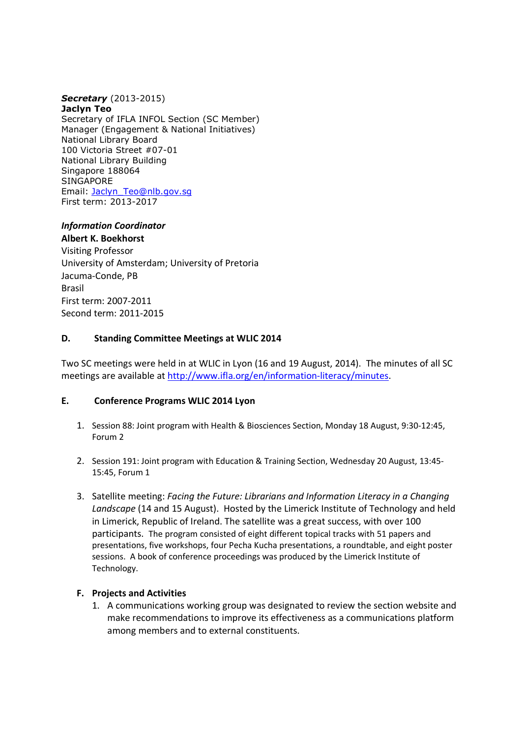***Secretary*** (2013-2015)
**Jaclyn Teo**
Secretary of IFLA INFOL Section (SC Member)
Manager (Engagement & National Initiatives)
National Library Board
100 Victoria Street #07-01
National Library Building
Singapore 188064
SINGAPORE
Email: Jaclyn_Teo@nlb.gov.sg
First term: 2013-2017

***Information Coordinator***
**Albert K. Boekhorst**
Visiting Professor
University of Amsterdam; University of Pretoria
Jacuma-Conde, PB
Brasil
First term: 2007-2011
Second term: 2011-2015

### D. Standing Committee Meetings at WLIC 2014

Two SC meetings were held in at WLIC in Lyon (16 and 19 August, 2014). The minutes of all SC meetings are available at http://www.ifla.org/en/information-literacy/minutes.

### E. Conference Programs WLIC 2014 Lyon

1. Session 88: Joint program with Health & Biosciences Section, Monday 18 August, 9:30-12:45, Forum 2

2. Session 191: Joint program with Education & Training Section, Wednesday 20 August, 13:45-15:45, Forum 1

3. Satellite meeting: *Facing the Future: Librarians and Information Literacy in a Changing Landscape* (14 and 15 August). Hosted by the Limerick Institute of Technology and held in Limerick, Republic of Ireland. The satellite was a great success, with over 100 participants. The program consisted of eight different topical tracks with 51 papers and presentations, five workshops, four Pecha Kucha presentations, a roundtable, and eight poster sessions. A book of conference proceedings was produced by the Limerick Institute of Technology.

### F. Projects and Activities

1. A communications working group was designated to review the section website and make recommendations to improve its effectiveness as a communications platform among members and to external constituents.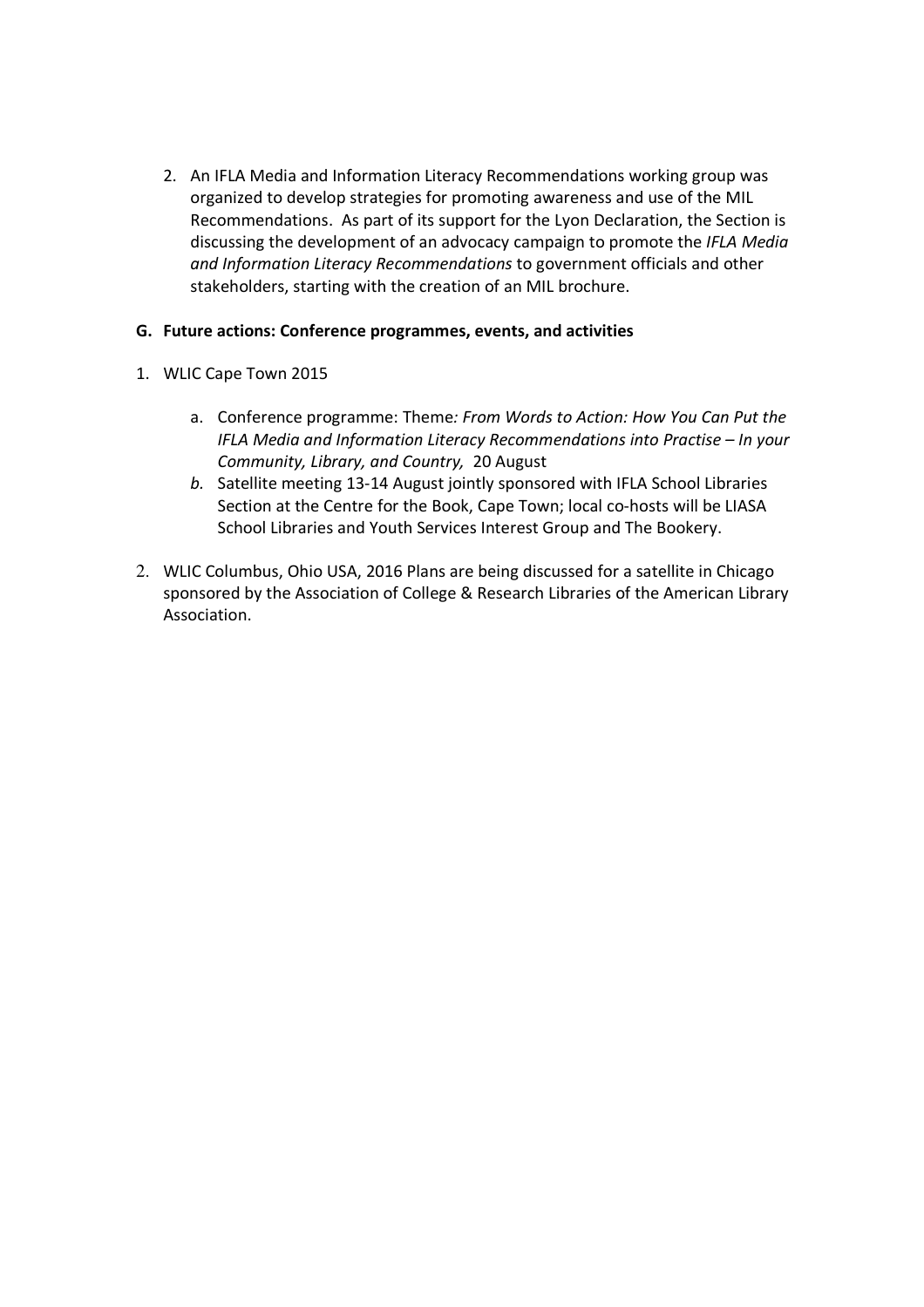2. An IFLA Media and Information Literacy Recommendations working group was organized to develop strategies for promoting awareness and use of the MIL Recommendations. As part of its support for the Lyon Declaration, the Section is discussing the development of an advocacy campaign to promote the *IFLA Media and Information Literacy Recommendations* to government officials and other stakeholders, starting with the creation of an MIL brochure.

**G. Future actions: Conference programmes, events, and activities**

1. WLIC Cape Town 2015

    a. Conference programme: Theme*: From Words to Action: How You Can Put the IFLA Media and Information Literacy Recommendations into Practise – In your Community, Library, and Country,* 20 August

    *b.* Satellite meeting 13-14 August jointly sponsored with IFLA School Libraries Section at the Centre for the Book, Cape Town; local co-hosts will be LIASA School Libraries and Youth Services Interest Group and The Bookery.

2. WLIC Columbus, Ohio USA, 2016 Plans are being discussed for a satellite in Chicago sponsored by the Association of College & Research Libraries of the American Library Association.